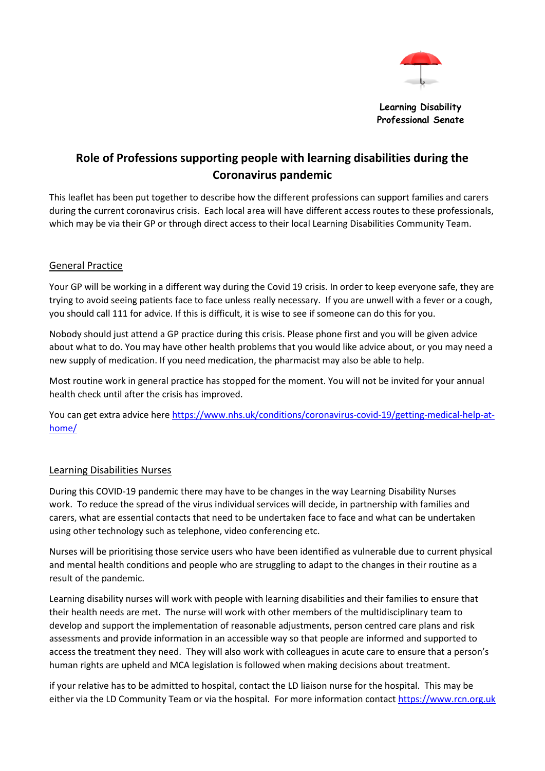Learning Disability Professional Senate

# Role of Professions supporting people with learning disabilities during the Coronavirus pandemic

This leaflet has been put together to describe how the different professions can support families and carers during the current coronavirus crisis. Each local area will have different access routes to these professionals, which may be via their GP or through direct access to their local Learning Disabilities Community Team.

## General Practice

Your GP will be working in a different way during the Covid 19 crisis. In order to keep everyone safe, they are trying to avoid seeing patients face to face unless really necessary. If you are unwell with a fever or a cough, you should call 111 for advice. If this is difficult, it is wise to see if someone can do this for you.

Nobody should just attend a GP practice during this crisis. Please phone first and you will be given advice about what to do. You may have other health problems that you would like advice about, or you may need a new supply of medication. If you need medication, the pharmacist may also be able to help.

Most routine work in general practice has stopped for the moment. You will not be invited for your annual health check until after the crisis has improved.

You can get extra advice here https://www.nhs.uk/conditions/coronavirus-covid-19/getting-medical-help-at-home/

## Learning Disabilities Nurses

During this COVID-19 pandemic there may have to be changes in the way Learning Disability Nurses work. To reduce the spread of the virus individual services will decide, in partnership with families and carers, what are essential contacts that need to be undertaken face to face and what can be undertaken using other technology such as telephone, video conferencing etc.

Nurses will be prioritising those service users who have been identified as vulnerable due to current physical and mental health conditions and people who are struggling to adapt to the changes in their routine as a result of the pandemic.

Learning disability nurses will work with people with learning disabilities and their families to ensure that their health needs are met. The nurse will work with other members of the multidisciplinary team to develop and support the implementation of reasonable adjustments, person centred care plans and risk assessments and provide information in an accessible way so that people are informed and supported to access the treatment they need. They will also work with colleagues in acute care to ensure that a person's human rights are upheld and MCA legislation is followed when making decisions about treatment.

if your relative has to be admitted to hospital, contact the LD liaison nurse for the hospital. This may be either via the LD Community Team or via the hospital. For more information contact https://www.rcn.org.uk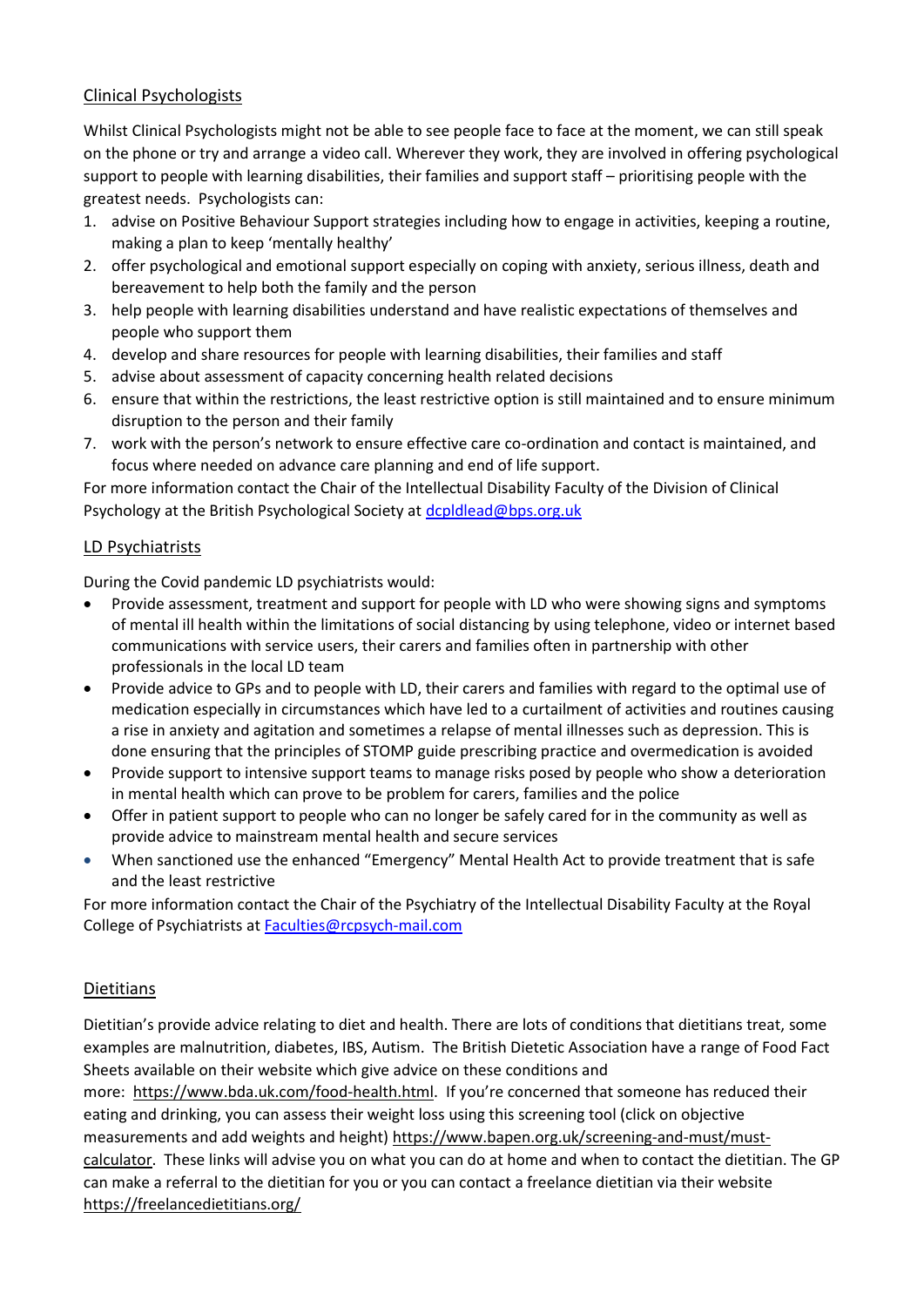## Clinical Psychologists

Whilst Clinical Psychologists might not be able to see people face to face at the moment, we can still speak on the phone or try and arrange a video call. Wherever they work, they are involved in offering psychological support to people with learning disabilities, their families and support staff – prioritising people with the greatest needs. Psychologists can:

1. advise on Positive Behaviour Support strategies including how to engage in activities, keeping a routine, making a plan to keep 'mentally healthy'
2. offer psychological and emotional support especially on coping with anxiety, serious illness, death and bereavement to help both the family and the person
3. help people with learning disabilities understand and have realistic expectations of themselves and people who support them
4. develop and share resources for people with learning disabilities, their families and staff
5. advise about assessment of capacity concerning health related decisions
6. ensure that within the restrictions, the least restrictive option is still maintained and to ensure minimum disruption to the person and their family
7. work with the person's network to ensure effective care co-ordination and contact is maintained, and focus where needed on advance care planning and end of life support.

For more information contact the Chair of the Intellectual Disability Faculty of the Division of Clinical Psychology at the British Psychological Society at [dcpldlead@bps.org.uk](mailto:dcpldlead@bps.org.uk)

## LD Psychiatrists

During the Covid pandemic LD psychiatrists would:

- Provide assessment, treatment and support for people with LD who were showing signs and symptoms of mental ill health within the limitations of social distancing by using telephone, video or internet based communications with service users, their carers and families often in partnership with other professionals in the local LD team
- Provide advice to GPs and to people with LD, their carers and families with regard to the optimal use of medication especially in circumstances which have led to a curtailment of activities and routines causing a rise in anxiety and agitation and sometimes a relapse of mental illnesses such as depression. This is done ensuring that the principles of STOMP guide prescribing practice and overmedication is avoided
- Provide support to intensive support teams to manage risks posed by people who show a deterioration in mental health which can prove to be problem for carers, families and the police
- Offer in patient support to people who can no longer be safely cared for in the community as well as provide advice to mainstream mental health and secure services
- When sanctioned use the enhanced "Emergency" Mental Health Act to provide treatment that is safe and the least restrictive

For more information contact the Chair of the Psychiatry of the Intellectual Disability Faculty at the Royal College of Psychiatrists at [Faculties@rcpsych-mail.com](mailto:Faculties@rcpsych-mail.com)

## Dietitians

Dietitian's provide advice relating to diet and health. There are lots of conditions that dietitians treat, some examples are malnutrition, diabetes, IBS, Autism. The British Dietetic Association have a range of Food Fact Sheets available on their website which give advice on these conditions and more: https://www.bda.uk.com/food-health.html. If you're concerned that someone has reduced their eating and drinking, you can assess their weight loss using this screening tool (click on objective measurements and add weights and height) https://www.bapen.org.uk/screening-and-must/must-calculator. These links will advise you on what you can do at home and when to contact the dietitian. The GP can make a referral to the dietitian for you or you can contact a freelance dietitian via their website https://freelancedietitians.org/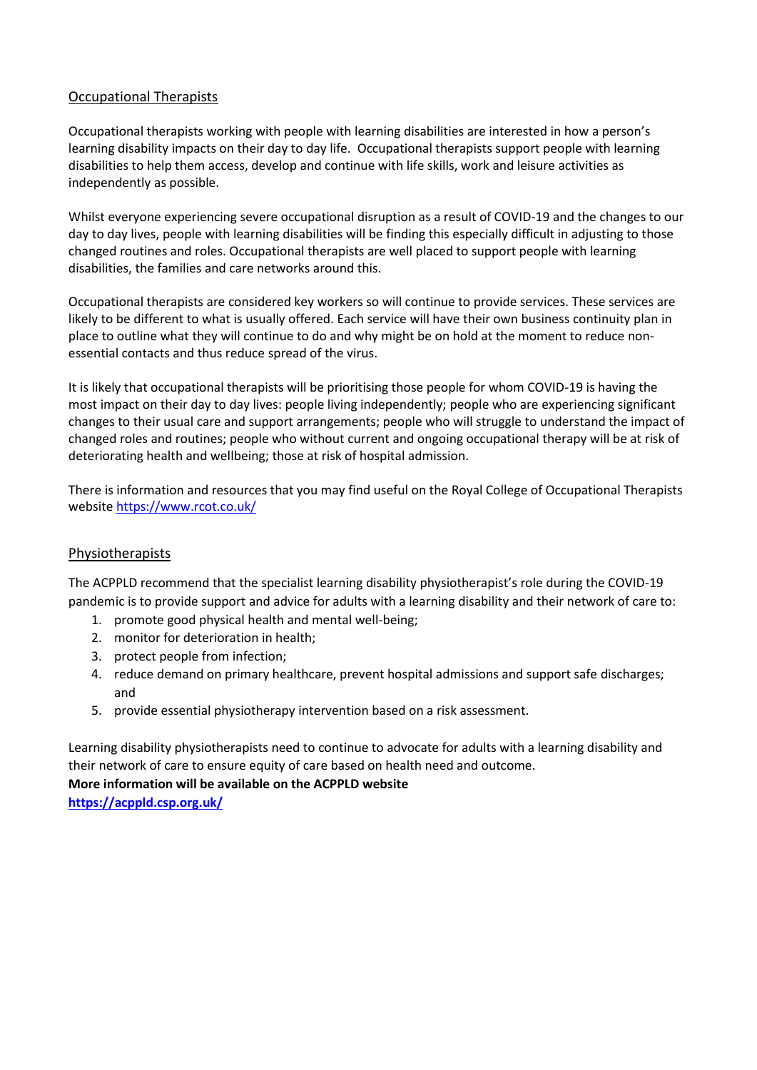## Occupational Therapists

Occupational therapists working with people with learning disabilities are interested in how a person's learning disability impacts on their day to day life. Occupational therapists support people with learning disabilities to help them access, develop and continue with life skills, work and leisure activities as independently as possible.

Whilst everyone experiencing severe occupational disruption as a result of COVID-19 and the changes to our day to day lives, people with learning disabilities will be finding this especially difficult in adjusting to those changed routines and roles. Occupational therapists are well placed to support people with learning disabilities, the families and care networks around this.

Occupational therapists are considered key workers so will continue to provide services. These services are likely to be different to what is usually offered. Each service will have their own business continuity plan in place to outline what they will continue to do and why might be on hold at the moment to reduce non-essential contacts and thus reduce spread of the virus.

It is likely that occupational therapists will be prioritising those people for whom COVID-19 is having the most impact on their day to day lives: people living independently; people who are experiencing significant changes to their usual care and support arrangements; people who will struggle to understand the impact of changed roles and routines; people who without current and ongoing occupational therapy will be at risk of deteriorating health and wellbeing; those at risk of hospital admission.

There is information and resources that you may find useful on the Royal College of Occupational Therapists website https://www.rcot.co.uk/

## Physiotherapists

The ACPPLD recommend that the specialist learning disability physiotherapist's role during the COVID-19 pandemic is to provide support and advice for adults with a learning disability and their network of care to:

1. promote good physical health and mental well-being;
2. monitor for deterioration in health;
3. protect people from infection;
4. reduce demand on primary healthcare, prevent hospital admissions and support safe discharges; and
5. provide essential physiotherapy intervention based on a risk assessment.

Learning disability physiotherapists need to continue to advocate for adults with a learning disability and their network of care to ensure equity of care based on health need and outcome.

**More information will be available on the ACPPLD website**
**https://acppld.csp.org.uk/**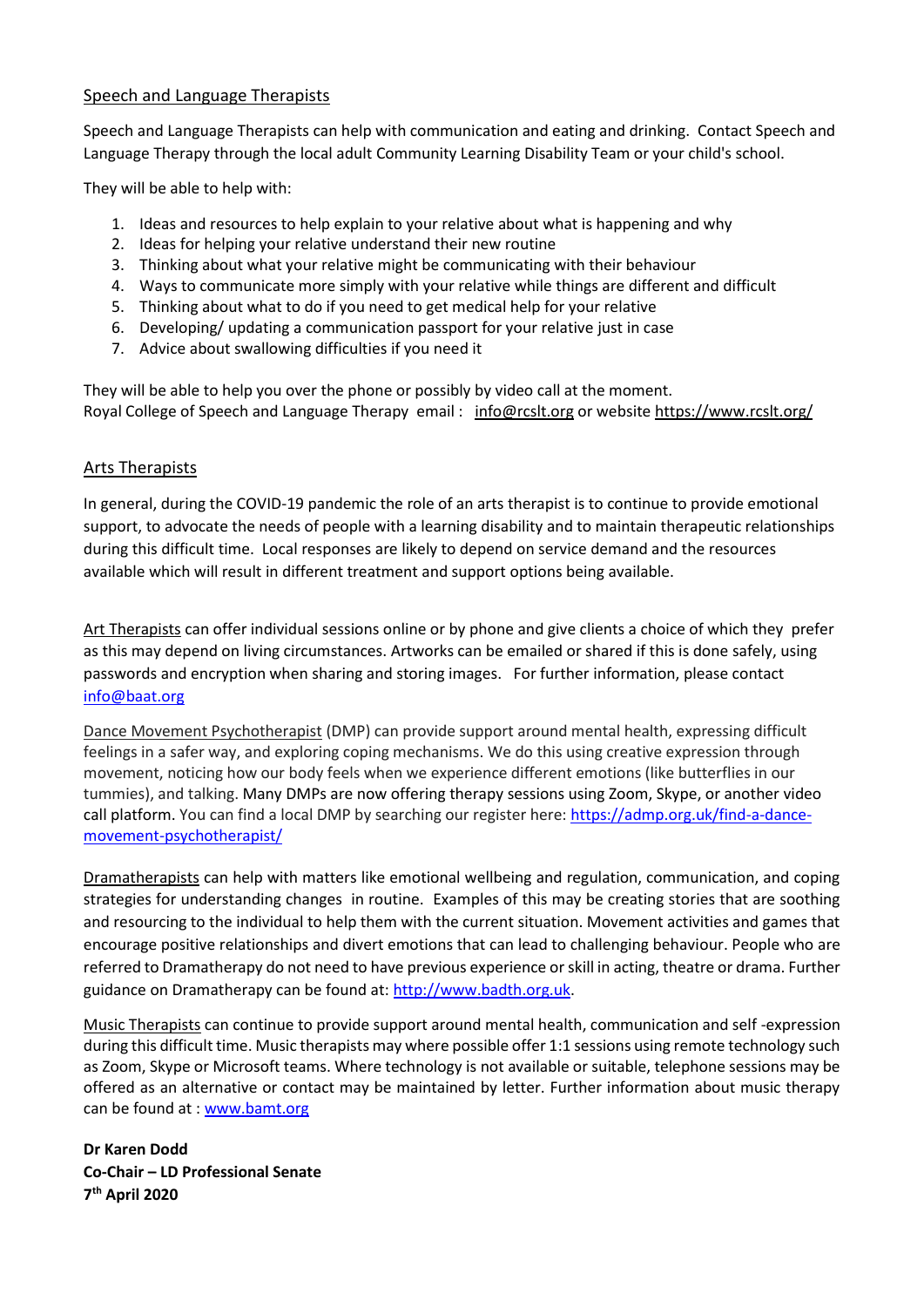## Speech and Language Therapists

Speech and Language Therapists can help with communication and eating and drinking. Contact Speech and Language Therapy through the local adult Community Learning Disability Team or your child's school.

They will be able to help with:

1. Ideas and resources to help explain to your relative about what is happening and why
2. Ideas for helping your relative understand their new routine
3. Thinking about what your relative might be communicating with their behaviour
4. Ways to communicate more simply with your relative while things are different and difficult
5. Thinking about what to do if you need to get medical help for your relative
6. Developing/ updating a communication passport for your relative just in case
7. Advice about swallowing difficulties if you need it

They will be able to help you over the phone or possibly by video call at the moment.
Royal College of Speech and Language Therapy email : info@rcslt.org or website https://www.rcslt.org/

## Arts Therapists

In general, during the COVID-19 pandemic the role of an arts therapist is to continue to provide emotional support, to advocate the needs of people with a learning disability and to maintain therapeutic relationships during this difficult time. Local responses are likely to depend on service demand and the resources available which will result in different treatment and support options being available.

Art Therapists can offer individual sessions online or by phone and give clients a choice of which they prefer as this may depend on living circumstances. Artworks can be emailed or shared if this is done safely, using passwords and encryption when sharing and storing images. For further information, please contact info@baat.org

Dance Movement Psychotherapist (DMP) can provide support around mental health, expressing difficult feelings in a safer way, and exploring coping mechanisms. We do this using creative expression through movement, noticing how our body feels when we experience different emotions (like butterflies in our tummies), and talking. Many DMPs are now offering therapy sessions using Zoom, Skype, or another video call platform. You can find a local DMP by searching our register here: https://admp.org.uk/find-a-dance-movement-psychotherapist/

Dramatherapists can help with matters like emotional wellbeing and regulation, communication, and coping strategies for understanding changes in routine. Examples of this may be creating stories that are soothing and resourcing to the individual to help them with the current situation. Movement activities and games that encourage positive relationships and divert emotions that can lead to challenging behaviour. People who are referred to Dramatherapy do not need to have previous experience or skill in acting, theatre or drama. Further guidance on Dramatherapy can be found at: http://www.badth.org.uk.

Music Therapists can continue to provide support around mental health, communication and self -expression during this difficult time. Music therapists may where possible offer 1:1 sessions using remote technology such as Zoom, Skype or Microsoft teams. Where technology is not available or suitable, telephone sessions may be offered as an alternative or contact may be maintained by letter. Further information about music therapy can be found at : www.bamt.org

**Dr Karen Dodd**
**Co-Chair – LD Professional Senate**
**7th April 2020**